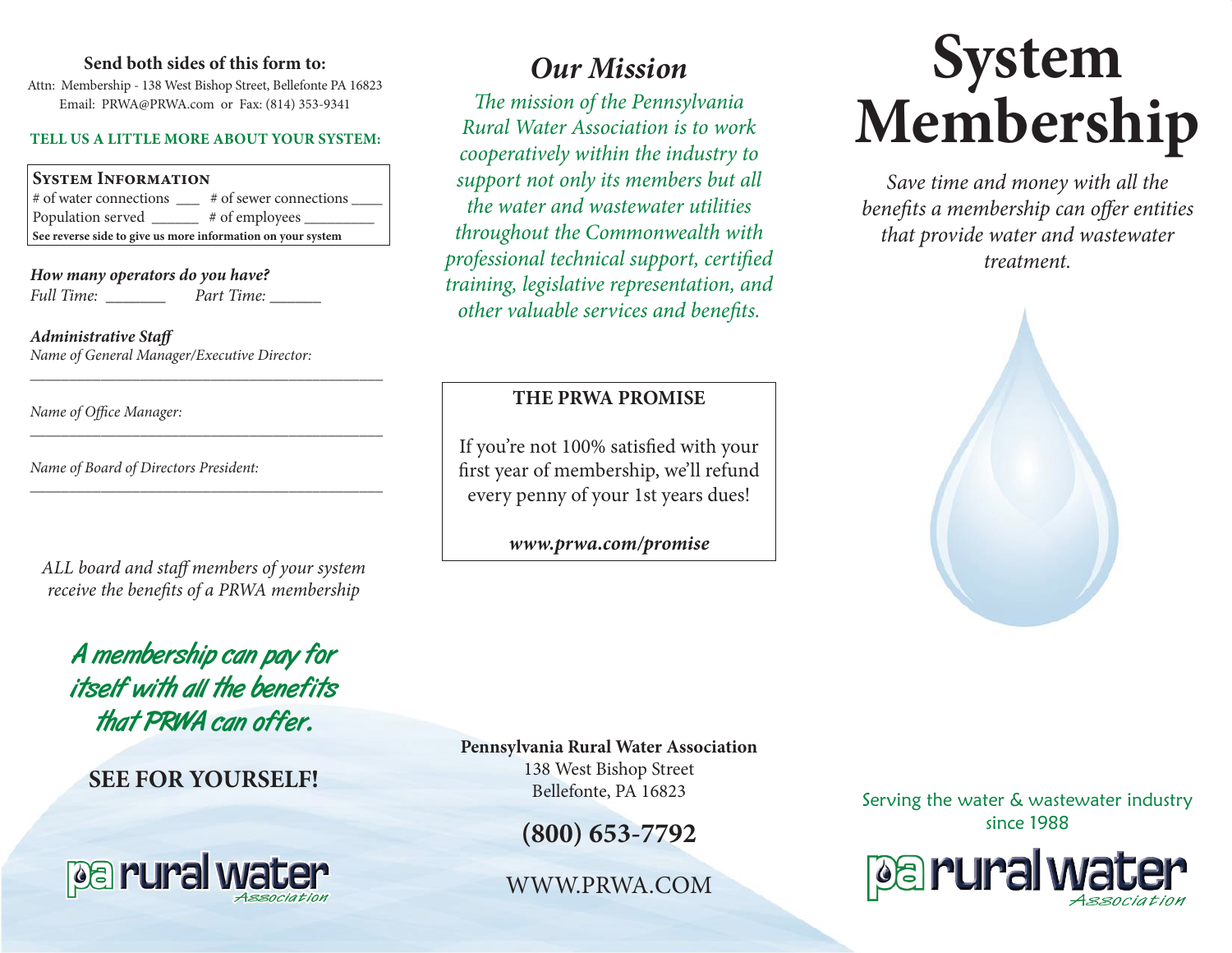**Send both sides of this form to:**

Attn: Membership - 138 West Bishop Street, Bellefonte PA 16823
Email: PRWA@PRWA.com or Fax: (814) 353-9341

**TELL US A LITTLE MORE ABOUT YOUR SYSTEM:**

**SYSTEM INFORMATION**

# of water connections ___ # of sewer connections ____
Population served ______ # of employees _________

**See reverse side to give us more information on your system**

***How many operators do you have?***
*Full Time: _______ Part Time: ______*

***Administrative Staff***

*Name of General Manager/Executive Director:*
_______________________________________________

*Name of Office Manager:*
_______________________________________________

*Name of Board of Directors President:*
_______________________________________________

*ALL board and staff members of your system receive the benefits of a PRWA membership*

***A membership can pay for itself with all the benefits that PRWA can offer.***

**SEE FOR YOURSELF!**

pa rural water Association

## *Our Mission*

*The mission of the Pennsylvania Rural Water Association is to work cooperatively within the industry to support not only its members but all the water and wastewater utilities throughout the Commonwealth with professional technical support, certified training, legislative representation, and other valuable services and benefits.*

**THE PRWA PROMISE**

If you're not 100% satisfied with your first year of membership, we'll refund every penny of your 1st years dues!

***www.prwa.com/promise***

**Pennsylvania Rural Water Association**
138 West Bishop Street
Bellefonte, PA 16823

**(800) 653-7792**

WWW.PRWA.COM

# System Membership

*Save time and money with all the benefits a membership can offer entities that provide water and wastewater treatment.*

Serving the water & wastewater industry since 1988

pa rural water Association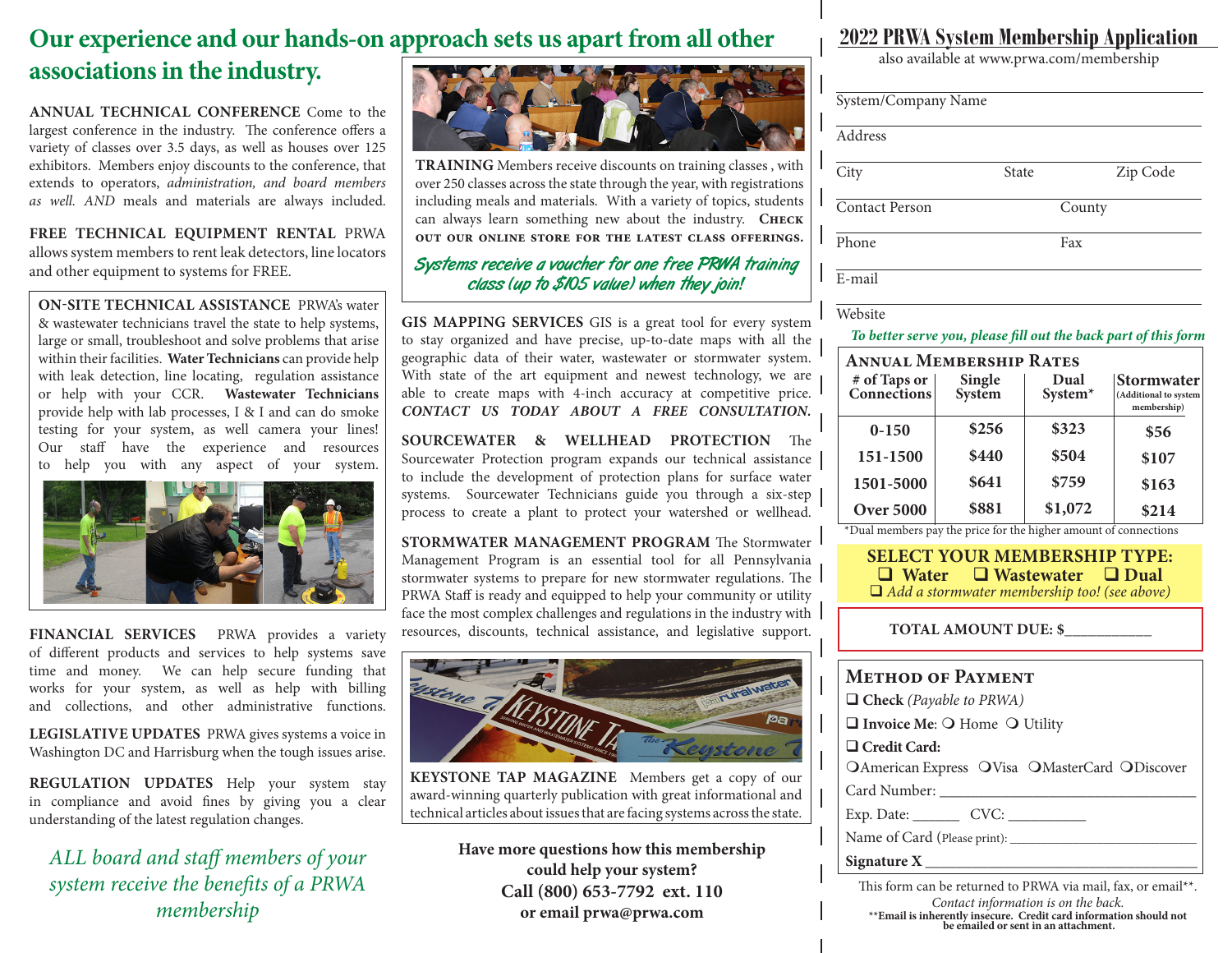# Our experience and our hands-on approach sets us apart from all other associations in the industry.

**ANNUAL TECHNICAL CONFERENCE** Come to the largest conference in the industry. The conference offers a variety of classes over 3.5 days, as well as houses over 125 exhibitors. Members enjoy discounts to the conference, that extends to operators, *administration, and board members as well. AND* meals and materials are always included.

**FREE TECHNICAL EQUIPMENT RENTAL** PRWA allows system members to rent leak detectors, line locators and other equipment to systems for FREE.

**ON-SITE TECHNICAL ASSISTANCE** PRWA's water & wastewater technicians travel the state to help systems, large or small, troubleshoot and solve problems that arise within their facilities. **Water Technicians** can provide help with leak detection, line locating, regulation assistance or help with your CCR. **Wastewater Technicians** provide help with lab processes, I & I and can do smoke testing for your system, as well camera your lines! Our staff have the experience and resources to help you with any aspect of your system.

**FINANCIAL SERVICES** PRWA provides a variety of different products and services to help systems save time and money. We can help secure funding that works for your system, as well as help with billing and collections, and other administrative functions.

**LEGISLATIVE UPDATES** PRWA gives systems a voice in Washington DC and Harrisburg when the tough issues arise.

**REGULATION UPDATES** Help your system stay in compliance and avoid fines by giving you a clear understanding of the latest regulation changes.

*ALL board and staff members of your system receive the benefits of a PRWA membership*

**TRAINING** Members receive discounts on training classes , with over 250 classes across the state through the year, with registrations including meals and materials. With a variety of topics, students can always learn something new about the industry. **CHECK OUT OUR ONLINE STORE FOR THE LATEST CLASS OFFERINGS.**

*Systems receive a voucher for one free PRWA training class (up to $105 value) when they join!*

**GIS MAPPING SERVICES** GIS is a great tool for every system to stay organized and have precise, up-to-date maps with all the geographic data of their water, wastewater or stormwater system. With state of the art equipment and newest technology, we are able to create maps with 4-inch accuracy at competitive price. ***CONTACT US TODAY ABOUT A FREE CONSULTATION.***

**SOURCEWATER & WELLHEAD PROTECTION** The Sourcewater Protection program expands our technical assistance to include the development of protection plans for surface water systems. Sourcewater Technicians guide you through a six-step process to create a plant to protect your watershed or wellhead.

**STORMWATER MANAGEMENT PROGRAM** The Stormwater Management Program is an essential tool for all Pennsylvania stormwater systems to prepare for new stormwater regulations. The PRWA Staff is ready and equipped to help your community or utility face the most complex challenges and regulations in the industry with resources, discounts, technical assistance, and legislative support.

**KEYSTONE TAP MAGAZINE** Members get a copy of our award-winning quarterly publication with great informational and technical articles about issues that are facing systems across the state.

**Have more questions how this membership could help your system?**
**Call (800) 653-7792 ext. 110**
**or email prwa@prwa.com**

## 2022 PRWA System Membership Application

also available at www.prwa.com/membership

System/Company Name ______

Address ______

City ______ State ______ Zip Code ______

Contact Person ______ County ______

Phone ______ Fax ______

E-mail ______

Website ______

*To better serve you, please fill out the back part of this form*

**ANNUAL MEMBERSHIP RATES**

| # of Taps or Connections | Single System | Dual System* | Stormwater (Additional to system membership) |
|---|---|---|---|
| 0-150 | $256 | $323 | $56 |
| 151-1500 | $440 | $504 | $107 |
| 1501-5000 | $641 | $759 | $163 |
| Over 5000 | $881 | $1,072 | $214 |

*Dual members pay the price for the higher amount of connections

**SELECT YOUR MEMBERSHIP TYPE:**
❑ **Water** ❑ **Wastewater** ❑ **Dual**
❑ *Add a stormwater membership too! (see above)*

**TOTAL AMOUNT DUE: $**___________

**METHOD OF PAYMENT**

❑ **Check** *(Payable to PRWA)*

❑ **Invoice Me**: ❍ Home ❍ Utility

❑ **Credit Card:**

❍American Express ❍Visa ❍MasterCard ❍Discover

Card Number: ______

Exp. Date: ______ CVC: ______

Name of Card (Please print): ______

**Signature X** ______

This form can be returned to PRWA via mail, fax, or email**.
*Contact information is on the back.*
**\*\*Email is inherently insecure. Credit card information should not be emailed or sent in an attachment.**